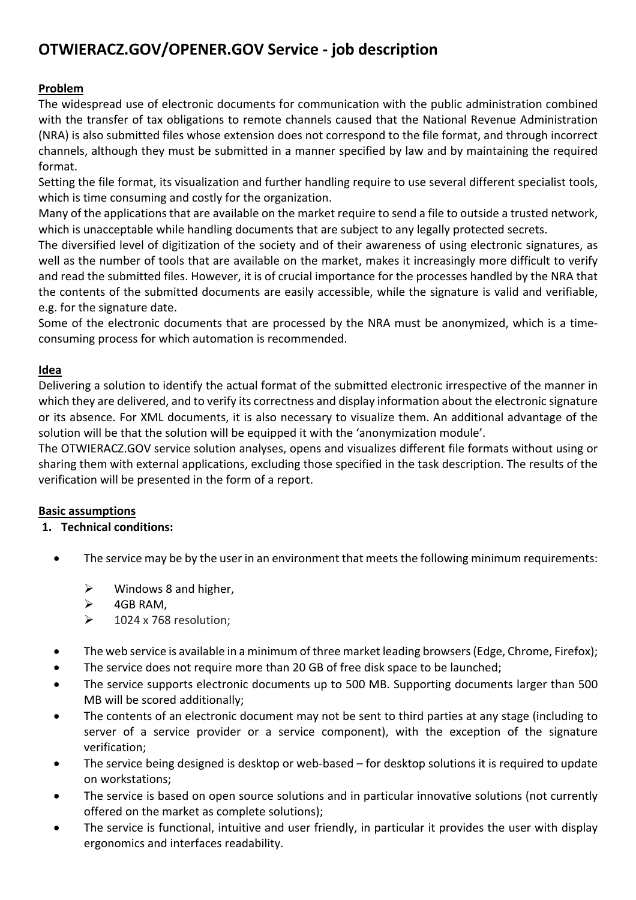# OTWIERACZ.GOV/OPENER.GOV Service - job description

**Problem**

The widespread use of electronic documents for communication with the public administration combined with the transfer of tax obligations to remote channels caused that the National Revenue Administration (NRA) is also submitted files whose extension does not correspond to the file format, and through incorrect channels, although they must be submitted in a manner specified by law and by maintaining the required format.

Setting the file format, its visualization and further handling require to use several different specialist tools, which is time consuming and costly for the organization.

Many of the applications that are available on the market require to send a file to outside a trusted network, which is unacceptable while handling documents that are subject to any legally protected secrets.

The diversified level of digitization of the society and of their awareness of using electronic signatures, as well as the number of tools that are available on the market, makes it increasingly more difficult to verify and read the submitted files. However, it is of crucial importance for the processes handled by the NRA that the contents of the submitted documents are easily accessible, while the signature is valid and verifiable, e.g. for the signature date.

Some of the electronic documents that are processed by the NRA must be anonymized, which is a time-consuming process for which automation is recommended.

**Idea**

Delivering a solution to identify the actual format of the submitted electronic irrespective of the manner in which they are delivered, and to verify its correctness and display information about the electronic signature or its absence. For XML documents, it is also necessary to visualize them. An additional advantage of the solution will be that the solution will be equipped it with the 'anonymization module'.

The OTWIERACZ.GOV service solution analyses, opens and visualizes different file formats without using or sharing them with external applications, excluding those specified in the task description. The results of the verification will be presented in the form of a report.

**Basic assumptions**

1. **Technical conditions:**

- The service may be by the user in an environment that meets the following minimum requirements:
  - Windows 8 and higher,
  - 4GB RAM,
  - 1024 x 768 resolution;
- The web service is available in a minimum of three market leading browsers (Edge, Chrome, Firefox);
- The service does not require more than 20 GB of free disk space to be launched;
- The service supports electronic documents up to 500 MB. Supporting documents larger than 500 MB will be scored additionally;
- The contents of an electronic document may not be sent to third parties at any stage (including to server of a service provider or a service component), with the exception of the signature verification;
- The service being designed is desktop or web-based – for desktop solutions it is required to update on workstations;
- The service is based on open source solutions and in particular innovative solutions (not currently offered on the market as complete solutions);
- The service is functional, intuitive and user friendly, in particular it provides the user with display ergonomics and interfaces readability.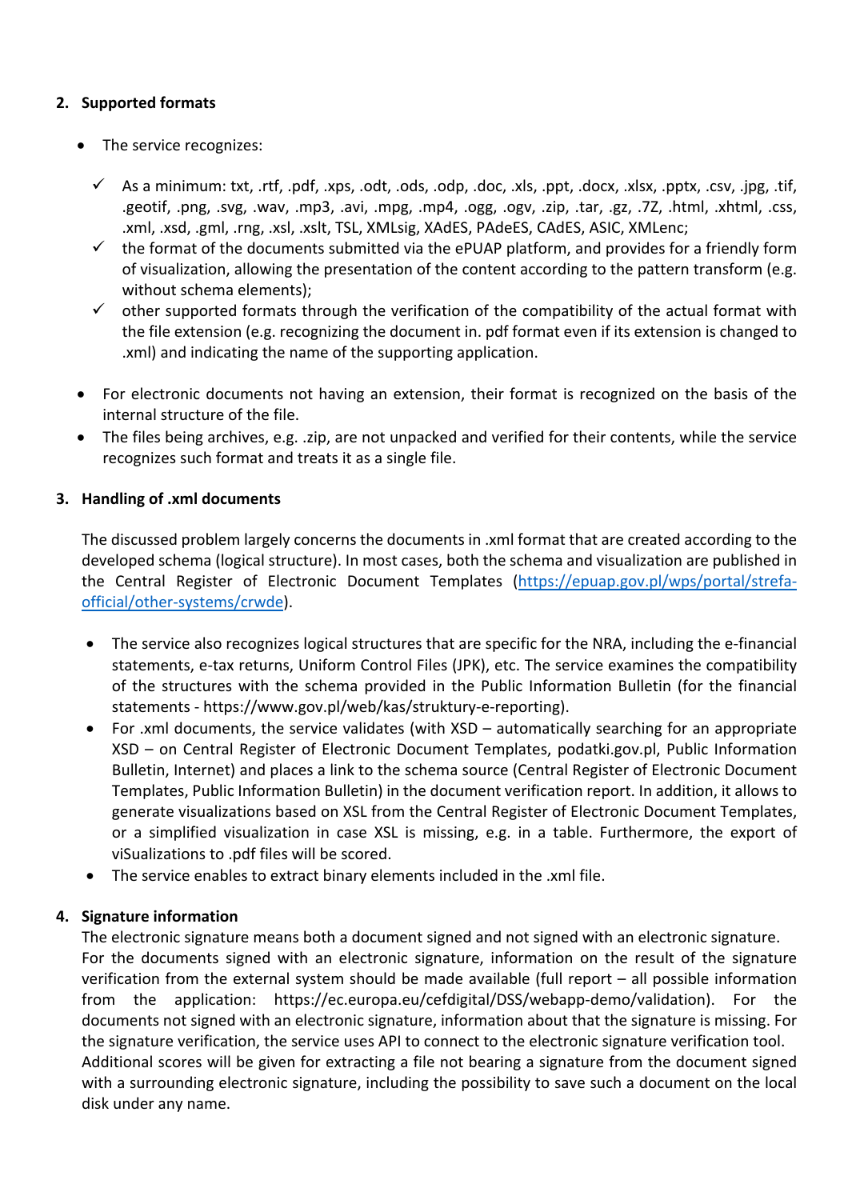## 2. Supported formats

- The service recognizes:
  - ✓ As a minimum: txt, .rtf, .pdf, .xps, .odt, .ods, .odp, .doc, .xls, .ppt, .docx, .xlsx, .pptx, .csv, .jpg, .tif, .geotif, .png, .svg, .wav, .mp3, .avi, .mpg, .mp4, .ogg, .ogv, .zip, .tar, .gz, .7Z, .html, .xhtml, .css, .xml, .xsd, .gml, .rng, .xsl, .xslt, TSL, XMLsig, XAdES, PAdeES, CAdES, ASIC, XMLenc;
  - ✓ the format of the documents submitted via the ePUAP platform, and provides for a friendly form of visualization, allowing the presentation of the content according to the pattern transform (e.g. without schema elements);
  - ✓ other supported formats through the verification of the compatibility of the actual format with the file extension (e.g. recognizing the document in. pdf format even if its extension is changed to .xml) and indicating the name of the supporting application.
- For electronic documents not having an extension, their format is recognized on the basis of the internal structure of the file.
- The files being archives, e.g. .zip, are not unpacked and verified for their contents, while the service recognizes such format and treats it as a single file.

## 3. Handling of .xml documents

The discussed problem largely concerns the documents in .xml format that are created according to the developed schema (logical structure). In most cases, both the schema and visualization are published in the Central Register of Electronic Document Templates ([https://epuap.gov.pl/wps/portal/strefa-official/other-systems/crwde](https://epuap.gov.pl/wps/portal/strefa-official/other-systems/crwde)).

- The service also recognizes logical structures that are specific for the NRA, including the e-financial statements, e-tax returns, Uniform Control Files (JPK), etc. The service examines the compatibility of the structures with the schema provided in the Public Information Bulletin (for the financial statements - https://www.gov.pl/web/kas/struktury-e-reporting).
- For .xml documents, the service validates (with XSD – automatically searching for an appropriate XSD – on Central Register of Electronic Document Templates, podatki.gov.pl, Public Information Bulletin, Internet) and places a link to the schema source (Central Register of Electronic Document Templates, Public Information Bulletin) in the document verification report. In addition, it allows to generate visualizations based on XSL from the Central Register of Electronic Document Templates, or a simplified visualization in case XSL is missing, e.g. in a table. Furthermore, the export of viSualizations to .pdf files will be scored.
- The service enables to extract binary elements included in the .xml file.

## 4. Signature information

The electronic signature means both a document signed and not signed with an electronic signature. For the documents signed with an electronic signature, information on the result of the signature verification from the external system should be made available (full report – all possible information from the application: https://ec.europa.eu/cefdigital/DSS/webapp-demo/validation). For the documents not signed with an electronic signature, information about that the signature is missing. For the signature verification, the service uses API to connect to the electronic signature verification tool. Additional scores will be given for extracting a file not bearing a signature from the document signed with a surrounding electronic signature, including the possibility to save such a document on the local disk under any name.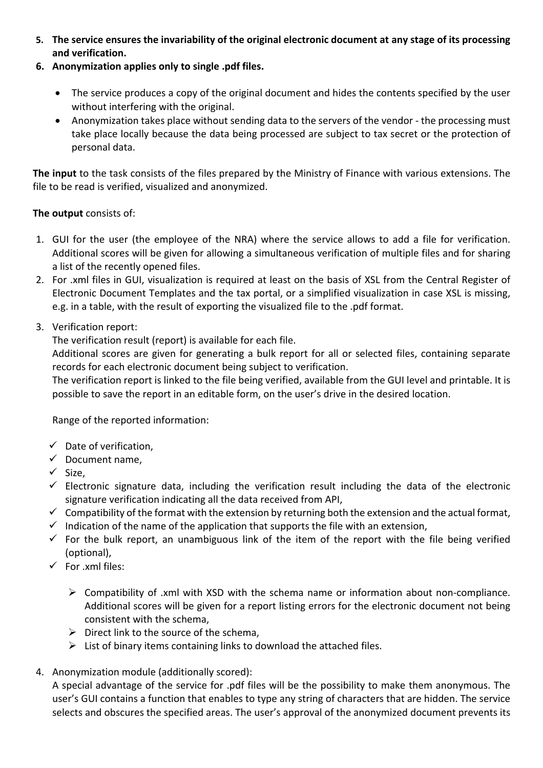5. **The service ensures the invariability of the original electronic document at any stage of its processing and verification.**
6. **Anonymization applies only to single .pdf files.**

   - The service produces a copy of the original document and hides the contents specified by the user without interfering with the original.
   - Anonymization takes place without sending data to the servers of the vendor - the processing must take place locally because the data being processed are subject to tax secret or the protection of personal data.

**The input** to the task consists of the files prepared by the Ministry of Finance with various extensions. The file to be read is verified, visualized and anonymized.

**The output** consists of:

1. GUI for the user (the employee of the NRA) where the service allows to add a file for verification. Additional scores will be given for allowing a simultaneous verification of multiple files and for sharing a list of the recently opened files.
2. For .xml files in GUI, visualization is required at least on the basis of XSL from the Central Register of Electronic Document Templates and the tax portal, or a simplified visualization in case XSL is missing, e.g. in a table, with the result of exporting the visualized file to the .pdf format.
3. Verification report:

   The verification result (report) is available for each file.

   Additional scores are given for generating a bulk report for all or selected files, containing separate records for each electronic document being subject to verification.

   The verification report is linked to the file being verified, available from the GUI level and printable. It is possible to save the report in an editable form, on the user's drive in the desired location.

   Range of the reported information:

   - Date of verification,
   - Document name,
   - Size,
   - Electronic signature data, including the verification result including the data of the electronic signature verification indicating all the data received from API,
   - Compatibility of the format with the extension by returning both the extension and the actual format,
   - Indication of the name of the application that supports the file with an extension,
   - For the bulk report, an unambiguous link of the item of the report with the file being verified (optional),
   - For .xml files:

     - Compatibility of .xml with XSD with the schema name or information about non-compliance. Additional scores will be given for a report listing errors for the electronic document not being consistent with the schema,
     - Direct link to the source of the schema,
     - List of binary items containing links to download the attached files.

4. Anonymization module (additionally scored):

   A special advantage of the service for .pdf files will be the possibility to make them anonymous. The user's GUI contains a function that enables to type any string of characters that are hidden. The service selects and obscures the specified areas. The user's approval of the anonymized document prevents its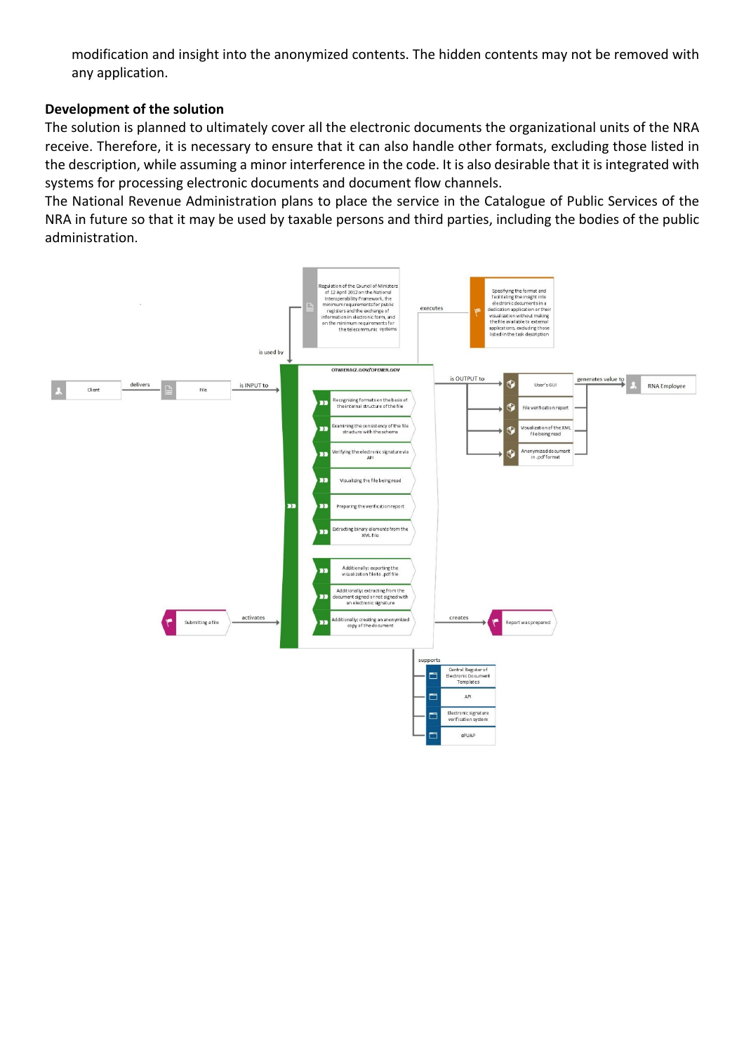modification and insight into the anonymized contents. The hidden contents may not be removed with any application.

**Development of the solution**

The solution is planned to ultimately cover all the electronic documents the organizational units of the NRA receive. Therefore, it is necessary to ensure that it can also handle other formats, excluding those listed in the description, while assuming a minor interference in the code. It is also desirable that it is integrated with systems for processing electronic documents and document flow channels.

The National Revenue Administration plans to place the service in the Catalogue of Public Services of the NRA in future so that it may be used by taxable persons and third parties, including the bodies of the public administration.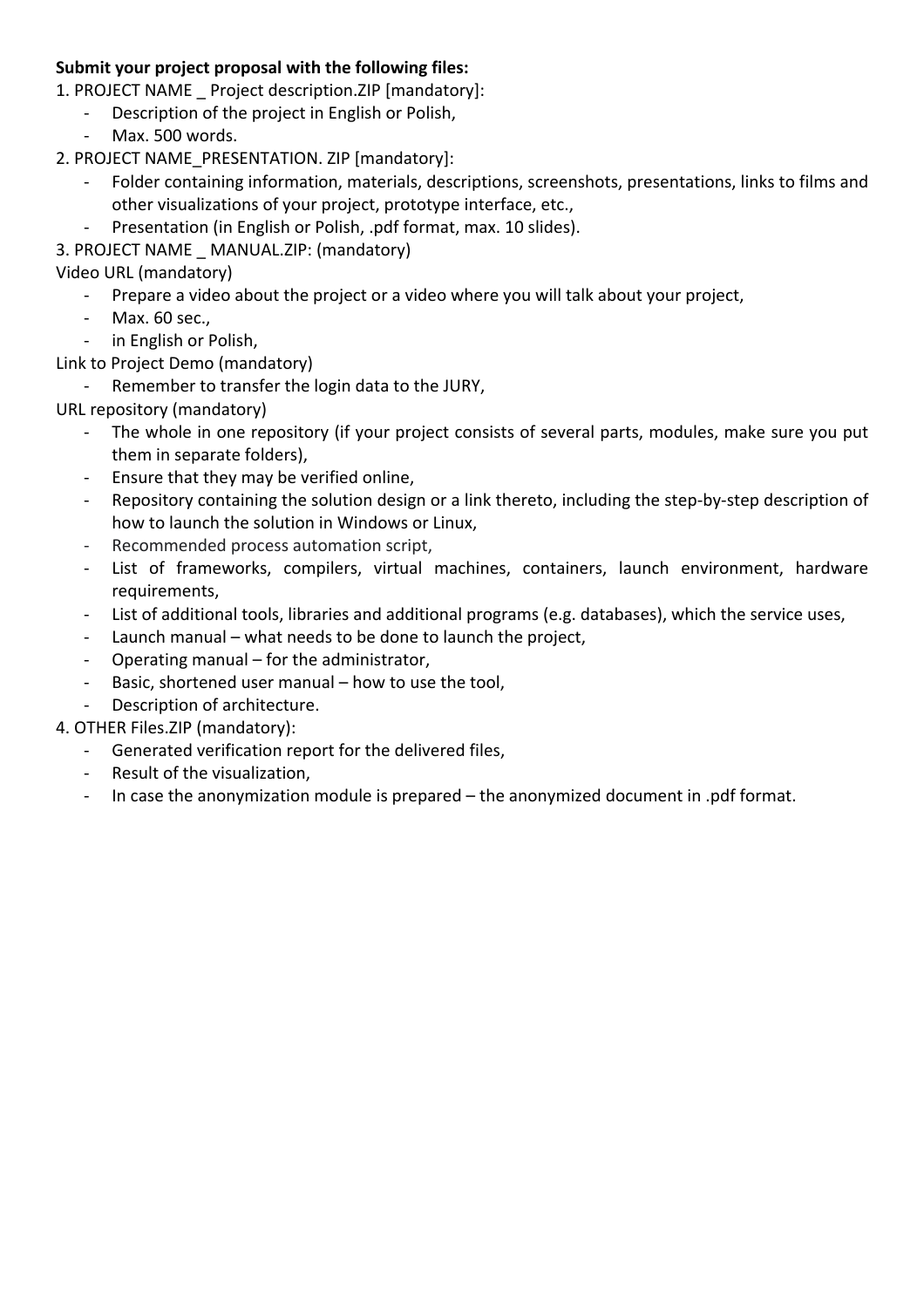**Submit your project proposal with the following files:**

1. PROJECT NAME _ Project description.ZIP [mandatory]:
    - Description of the project in English or Polish,
    - Max. 500 words.
2. PROJECT NAME_PRESENTATION. ZIP [mandatory]:
    - Folder containing information, materials, descriptions, screenshots, presentations, links to films and other visualizations of your project, prototype interface, etc.,
    - Presentation (in English or Polish, .pdf format, max. 10 slides).
3. PROJECT NAME _ MANUAL.ZIP: (mandatory)

Video URL (mandatory)

- Prepare a video about the project or a video where you will talk about your project,
- Max. 60 sec.,
- in English or Polish,

Link to Project Demo (mandatory)

- Remember to transfer the login data to the JURY,

URL repository (mandatory)

- The whole in one repository (if your project consists of several parts, modules, make sure you put them in separate folders),
- Ensure that they may be verified online,
- Repository containing the solution design or a link thereto, including the step-by-step description of how to launch the solution in Windows or Linux,
- Recommended process automation script,
- List of frameworks, compilers, virtual machines, containers, launch environment, hardware requirements,
- List of additional tools, libraries and additional programs (e.g. databases), which the service uses,
- Launch manual – what needs to be done to launch the project,
- Operating manual – for the administrator,
- Basic, shortened user manual – how to use the tool,
- Description of architecture.

4. OTHER Files.ZIP (mandatory):
    - Generated verification report for the delivered files,
    - Result of the visualization,
    - In case the anonymization module is prepared – the anonymized document in .pdf format.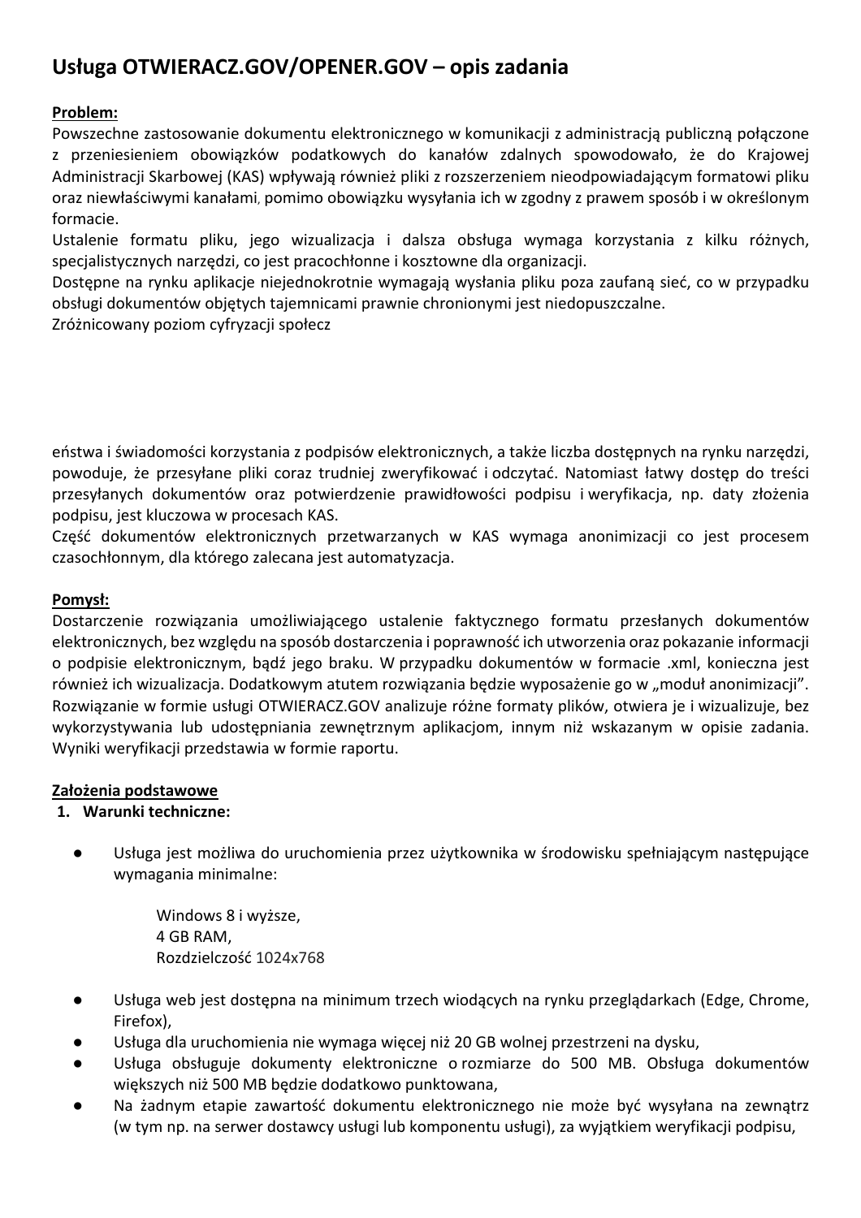# Usługa OTWIERACZ.GOV/OPENER.GOV – opis zadania

**Problem:**

Powszechne zastosowanie dokumentu elektronicznego w komunikacji z administracją publiczną połączone z przeniesieniem obowiązków podatkowych do kanałów zdalnych spowodowało, że do Krajowej Administracji Skarbowej (KAS) wpływają również pliki z rozszerzeniem nieodpowiadającym formatowi pliku oraz niewłaściwymi kanałami, pomimo obowiązku wysyłania ich w zgodny z prawem sposób i w określonym formacie.

Ustalenie formatu pliku, jego wizualizacja i dalsza obsługa wymaga korzystania z kilku różnych, specjalistycznych narzędzi, co jest pracochłonne i kosztowne dla organizacji.

Dostępne na rynku aplikacje niejednokrotnie wymagają wysłania pliku poza zaufaną sieć, co w przypadku obsługi dokumentów objętych tajemnicami prawnie chronionymi jest niedopuszczalne.

Zróżnicowany poziom cyfryzacji społeczeństwa i świadomości korzystania z podpisów elektronicznych, a także liczba dostępnych na rynku narzędzi, powoduje, że przesyłane pliki coraz trudniej zweryfikować i odczytać. Natomiast łatwy dostęp do treści przesyłanych dokumentów oraz potwierdzenie prawidłowości podpisu i weryfikacja, np. daty złożenia podpisu, jest kluczowa w procesach KAS.

Część dokumentów elektronicznych przetwarzanych w KAS wymaga anonimizacji co jest procesem czasochłonnym, dla którego zalecana jest automatyzacja.

**Pomysł:**

Dostarczenie rozwiązania umożliwiającego ustalenie faktycznego formatu przesłanych dokumentów elektronicznych, bez względu na sposób dostarczenia i poprawność ich utworzenia oraz pokazanie informacji o podpisie elektronicznym, bądź jego braku. W przypadku dokumentów w formacie .xml, konieczna jest również ich wizualizacja. Dodatkowym atutem rozwiązania będzie wyposażenie go w „moduł anonimizacji".

Rozwiązanie w formie usługi OTWIERACZ.GOV analizuje różne formaty plików, otwiera je i wizualizuje, bez wykorzystywania lub udostępniania zewnętrznym aplikacjom, innym niż wskazanym w opisie zadania. Wyniki weryfikacji przedstawia w formie raportu.

**Założenia podstawowe**

1. **Warunki techniczne:**

- Usługa jest możliwa do uruchomienia przez użytkownika w środowisku spełniającym następujące wymagania minimalne:

  Windows 8 i wyższe,
  4 GB RAM,
  Rozdzielczość 1024x768

- Usługa web jest dostępna na minimum trzech wiodących na rynku przeglądarkach (Edge, Chrome, Firefox),
- Usługa dla uruchomienia nie wymaga więcej niż 20 GB wolnej przestrzeni na dysku,
- Usługa obsługuje dokumenty elektroniczne o rozmiarze do 500 MB. Obsługa dokumentów większych niż 500 MB będzie dodatkowo punktowana,
- Na żadnym etapie zawartość dokumentu elektronicznego nie może być wysyłana na zewnątrz (w tym np. na serwer dostawcy usługi lub komponentu usługi), za wyjątkiem weryfikacji podpisu,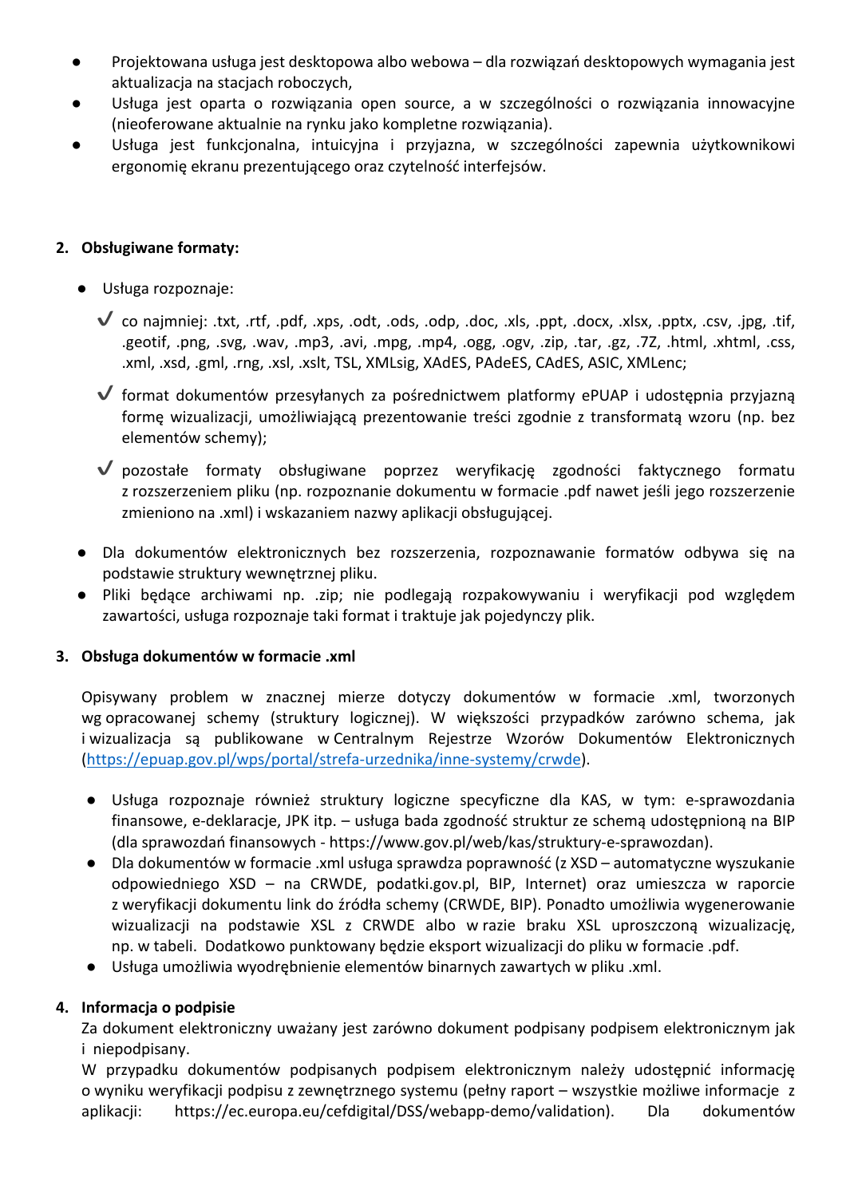- Projektowana usługa jest desktopowa albo webowa – dla rozwiązań desktopowych wymagania jest aktualizacja na stacjach roboczych,
- Usługa jest oparta o rozwiązania open source, a w szczególności o rozwiązania innowacyjne (nieoferowane aktualnie na rynku jako kompletne rozwiązania).
- Usługa jest funkcjonalna, intuicyjna i przyjazna, w szczególności zapewnia użytkownikowi ergonomię ekranu prezentującego oraz czytelność interfejsów.

**2. Obsługiwane formaty:**

- Usługa rozpoznaje:
  - ✔ co najmniej: .txt, .rtf, .pdf, .xps, .odt, .ods, .odp, .doc, .xls, .ppt, .docx, .xlsx, .pptx, .csv, .jpg, .tif, .geotif, .png, .svg, .wav, .mp3, .avi, .mpg, .mp4, .ogg, .ogv, .zip, .tar, .gz, .7Z, .html, .xhtml, .css, .xml, .xsd, .gml, .rng, .xsl, .xslt, TSL, XMLsig, XAdES, PAdeES, CAdES, ASIC, XMLenc;
  - ✔ format dokumentów przesyłanych za pośrednictwem platformy ePUAP i udostępnia przyjazną formę wizualizacji, umożliwiającą prezentowanie treści zgodnie z transformatą wzoru (np. bez elementów schemy);
  - ✔ pozostałe formaty obsługiwane poprzez weryfikację zgodności faktycznego formatu z rozszerzeniem pliku (np. rozpoznanie dokumentu w formacie .pdf nawet jeśli jego rozszerzenie zmieniono na .xml) i wskazaniem nazwy aplikacji obsługującej.
- Dla dokumentów elektronicznych bez rozszerzenia, rozpoznawanie formatów odbywa się na podstawie struktury wewnętrznej pliku.
- Pliki będące archiwami np. .zip; nie podlegają rozpakowywaniu i weryfikacji pod względem zawartości, usługa rozpoznaje taki format i traktuje jak pojedynczy plik.

**3. Obsługa dokumentów w formacie .xml**

Opisywany problem w znacznej mierze dotyczy dokumentów w formacie .xml, tworzonych wg opracowanej schemy (struktury logicznej). W większości przypadków zarówno schema, jak i wizualizacja są publikowane w Centralnym Rejestrze Wzorów Dokumentów Elektronicznych (https://epuap.gov.pl/wps/portal/strefa-urzednika/inne-systemy/crwde).

- Usługa rozpoznaje również struktury logiczne specyficzne dla KAS, w tym: e-sprawozdania finansowe, e-deklaracje, JPK itp. – usługa bada zgodność struktur ze schemą udostępnioną na BIP (dla sprawozdań finansowych - https://www.gov.pl/web/kas/struktury-e-sprawozdan).
- Dla dokumentów w formacie .xml usługa sprawdza poprawność (z XSD – automatyczne wyszukanie odpowiedniego XSD – na CRWDE, podatki.gov.pl, BIP, Internet) oraz umieszcza w raporcie z weryfikacji dokumentu link do źródła schemy (CRWDE, BIP). Ponadto umożliwia wygenerowanie wizualizacji na podstawie XSL z CRWDE albo w razie braku XSL uproszczoną wizualizację, np. w tabeli. Dodatkowo punktowany będzie eksport wizualizacji do pliku w formacie .pdf.
- Usługa umożliwia wyodrębnienie elementów binarnych zawartych w pliku .xml.

**4. Informacja o podpisie**

Za dokument elektroniczny uważany jest zarówno dokument podpisany podpisem elektronicznym jak i niepodpisany.

W przypadku dokumentów podpisanych podpisem elektronicznym należy udostępnić informację o wyniku weryfikacji podpisu z zewnętrznego systemu (pełny raport – wszystkie możliwe informacje z aplikacji: https://ec.europa.eu/cefdigital/DSS/webapp-demo/validation). Dla dokumentów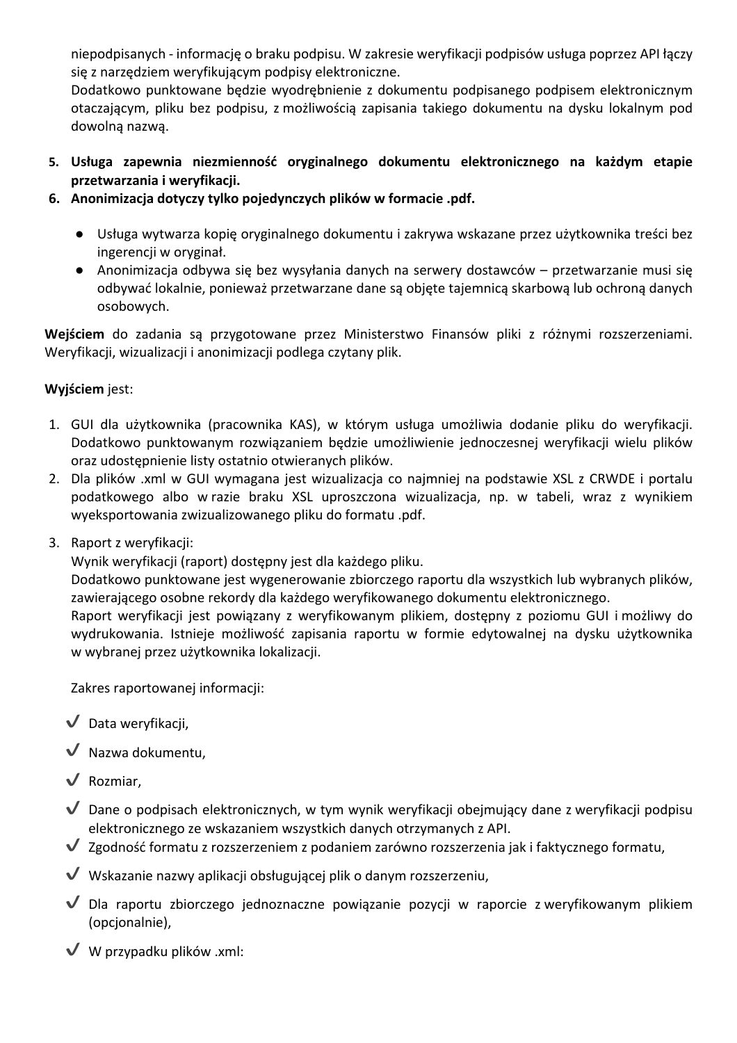niepodpisanych - informację o braku podpisu. W zakresie weryfikacji podpisów usługa poprzez API łączy się z narzędziem weryfikującym podpisy elektroniczne.
Dodatkowo punktowane będzie wyodrębnienie z dokumentu podpisanego podpisem elektronicznym otaczającym, pliku bez podpisu, z możliwością zapisania takiego dokumentu na dysku lokalnym pod dowolną nazwą.

5. **Usługa zapewnia niezmienność oryginalnego dokumentu elektronicznego na każdym etapie przetwarzania i weryfikacji.**
6. **Anonimizacja dotyczy tylko pojedynczych plików w formacie .pdf.**

   - Usługa wytwarza kopię oryginalnego dokumentu i zakrywa wskazane przez użytkownika treści bez ingerencji w oryginał.
   - Anonimizacja odbywa się bez wysyłania danych na serwery dostawców – przetwarzanie musi się odbywać lokalnie, ponieważ przetwarzane dane są objęte tajemnicą skarbową lub ochroną danych osobowych.

**Wejściem** do zadania są przygotowane przez Ministerstwo Finansów pliki z różnymi rozszerzeniami. Weryfikacji, wizualizacji i anonimizacji podlega czytany plik.

**Wyjściem** jest:

1. GUI dla użytkownika (pracownika KAS), w którym usługa umożliwia dodanie pliku do weryfikacji. Dodatkowo punktowanym rozwiązaniem będzie umożliwienie jednoczesnej weryfikacji wielu plików oraz udostępnienie listy ostatnio otwieranych plików.
2. Dla plików .xml w GUI wymagana jest wizualizacja co najmniej na podstawie XSL z CRWDE i portalu podatkowego albo w razie braku XSL uproszczona wizualizacja, np. w tabeli, wraz z wynikiem wyeksportowania zwizualizowanego pliku do formatu .pdf.
3. Raport z weryfikacji:
   Wynik weryfikacji (raport) dostępny jest dla każdego pliku.
   Dodatkowo punktowane jest wygenerowanie zbiorczego raportu dla wszystkich lub wybranych plików, zawierającego osobne rekordy dla każdego weryfikowanego dokumentu elektronicznego.
   Raport weryfikacji jest powiązany z weryfikowanym plikiem, dostępny z poziomu GUI i możliwy do wydrukowania. Istnieje możliwość zapisania raportu w formie edytowalnej na dysku użytkownika w wybranej przez użytkownika lokalizacji.

   Zakres raportowanej informacji:

   - ✔ Data weryfikacji,
   - ✔ Nazwa dokumentu,
   - ✔ Rozmiar,
   - ✔ Dane o podpisach elektronicznych, w tym wynik weryfikacji obejmujący dane z weryfikacji podpisu elektronicznego ze wskazaniem wszystkich danych otrzymanych z API.
   - ✔ Zgodność formatu z rozszerzeniem z podaniem zarówno rozszerzenia jak i faktycznego formatu,
   - ✔ Wskazanie nazwy aplikacji obsługującej plik o danym rozszerzeniu,
   - ✔ Dla raportu zbiorczego jednoznaczne powiązanie pozycji w raporcie z weryfikowanym plikiem (opcjonalnie),
   - ✔ W przypadku plików .xml: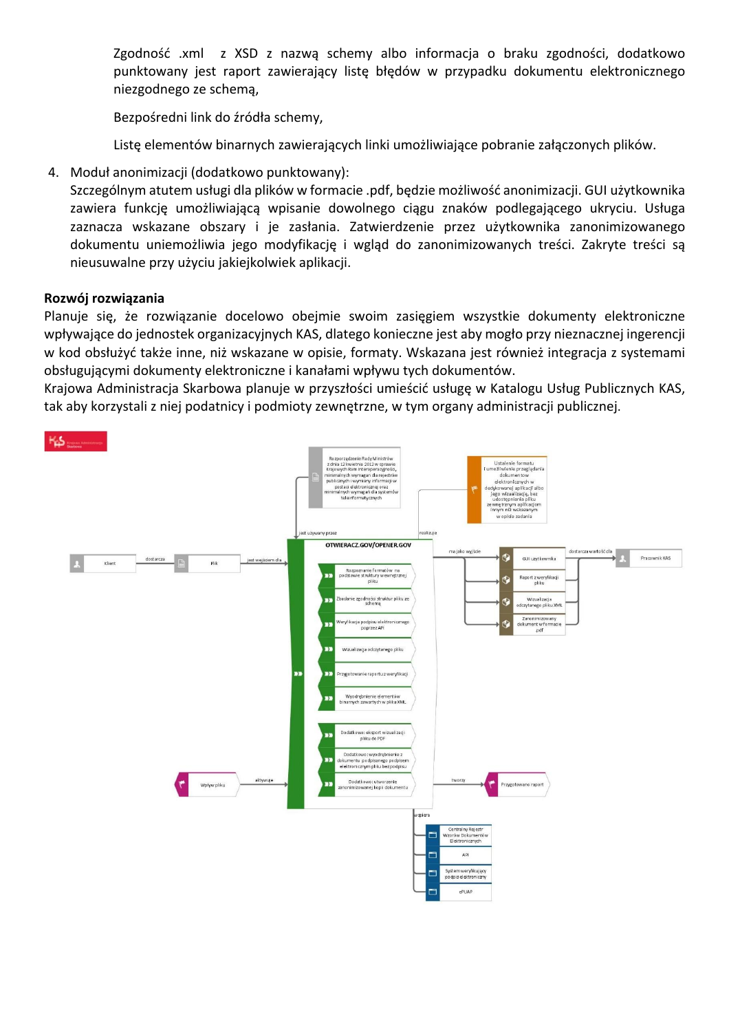Zgodność .xml z XSD z nazwą schemy albo informacja o braku zgodności, dodatkowo punktowany jest raport zawierający listę błędów w przypadku dokumentu elektronicznego niezgodnego ze schemą,

Bezpośredni link do źródła schemy,

Listę elementów binarnych zawierających linki umożliwiające pobranie załączonych plików.

4. Moduł anonimizacji (dodatkowo punktowany):
   Szczególnym atutem usługi dla plików w formacie .pdf, będzie możliwość anonimizacji. GUI użytkownika zawiera funkcję umożliwiającą wpisanie dowolnego ciągu znaków podlegającego ukryciu. Usługa zaznacza wskazane obszary i je zasłania. Zatwierdzenie przez użytkownika zanonimizowanego dokumentu uniemożliwia jego modyfikację i wgląd do zanonimizowanych treści. Zakryte treści są nieusuwalne przy użyciu jakiejkolwiek aplikacji.

**Rozwój rozwiązania**

Planuje się, że rozwiązanie docelowo obejmie swoim zasięgiem wszystkie dokumenty elektroniczne wpływające do jednostek organizacyjnych KAS, dlatego konieczne jest aby mogło przy nieznacznej ingerencji w kod obsłużyć także inne, niż wskazane w opisie, formaty. Wskazana jest również integracja z systemami obsługującymi dokumenty elektroniczne i kanałami wpływu tych dokumentów.
Krajowa Administracja Skarbowa planuje w przyszłości umieścić usługę w Katalogu Usług Publicznych KAS, tak aby korzystali z niej podatnicy i podmioty zewnętrzne, w tym organy administracji publicznej.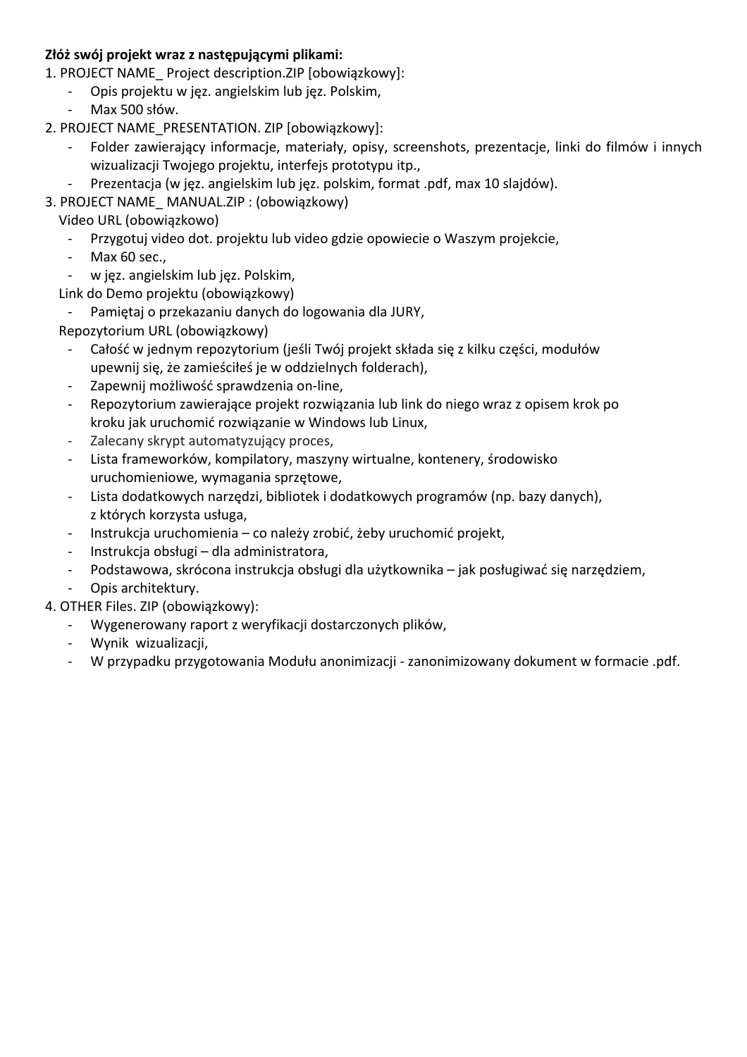**Złóż swój projekt wraz z następującymi plikami:**

1. PROJECT NAME_ Project description.ZIP [obowiązkowy]:
   - Opis projektu w jęz. angielskim lub jęz. Polskim,
   - Max 500 słów.
2. PROJECT NAME_PRESENTATION. ZIP [obowiązkowy]:
   - Folder zawierający informacje, materiały, opisy, screenshots, prezentacje, linki do filmów i innych wizualizacji Twojego projektu, interfejs prototypu itp.,
   - Prezentacja (w jęz. angielskim lub jęz. polskim, format .pdf, max 10 slajdów).
3. PROJECT NAME_ MANUAL.ZIP : (obowiązkowy)

   Video URL (obowiązkowo)
   - Przygotuj video dot. projektu lub video gdzie opowiecie o Waszym projekcie,
   - Max 60 sec.,
   - w jęz. angielskim lub jęz. Polskim,

   Link do Demo projektu (obowiązkowy)
   - Pamiętaj o przekazaniu danych do logowania dla JURY,

   Repozytorium URL (obowiązkowy)
   - Całość w jednym repozytorium (jeśli Twój projekt składa się z kilku części, modułów upewnij się, że zamieściłeś je w oddzielnych folderach),
   - Zapewnij możliwość sprawdzenia on-line,
   - Repozytorium zawierające projekt rozwiązania lub link do niego wraz z opisem krok po kroku jak uruchomić rozwiązanie w Windows lub Linux,
   - Zalecany skrypt automatyzujący proces,
   - Lista frameworków, kompilatory, maszyny wirtualne, kontenery, środowisko uruchomieniowe, wymagania sprzętowe,
   - Lista dodatkowych narzędzi, bibliotek i dodatkowych programów (np. bazy danych), z których korzysta usługa,
   - Instrukcja uruchomienia – co należy zrobić, żeby uruchomić projekt,
   - Instrukcja obsługi – dla administratora,
   - Podstawowa, skrócona instrukcja obsługi dla użytkownika – jak posługiwać się narzędziem,
   - Opis architektury.
4. OTHER Files. ZIP (obowiązkowy):
   - Wygenerowany raport z weryfikacji dostarczonych plików,
   - Wynik wizualizacji,
   - W przypadku przygotowania Modułu anonimizacji - zanonimizowany dokument w formacie .pdf.